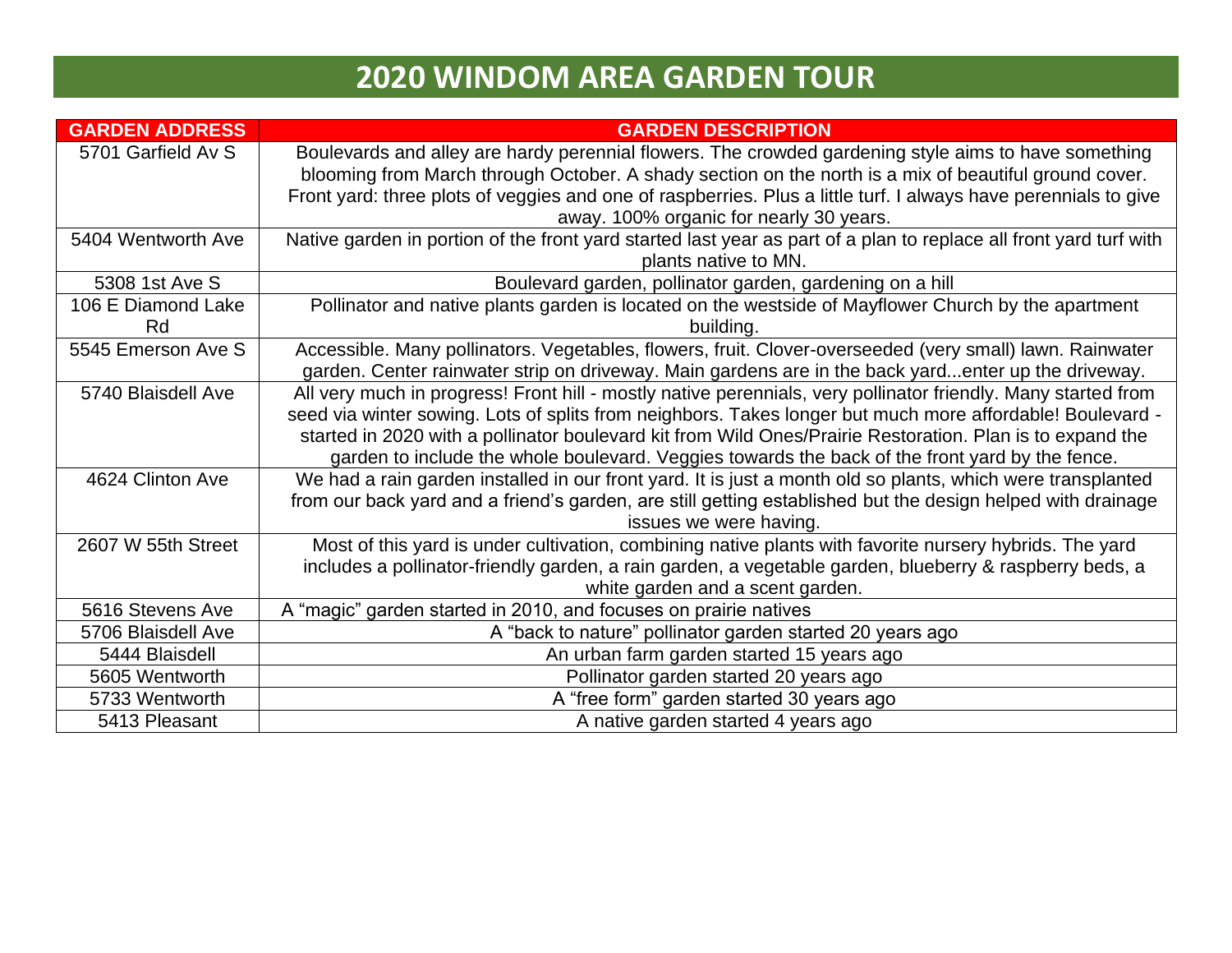# 2020 WINDOM AREA GARDEN TOUR

| GARDEN ADDRESS | GARDEN DESCRIPTION |
|---|---|
| 5701 Garfield Av S | Boulevards and alley are hardy perennial flowers. The crowded gardening style aims to have something blooming from March through October. A shady section on the north is a mix of beautiful ground cover. Front yard: three plots of veggies and one of raspberries. Plus a little turf. I always have perennials to give away. 100% organic for nearly 30 years. |
| 5404 Wentworth Ave | Native garden in portion of the front yard started last year as part of a plan to replace all front yard turf with plants native to MN. |
| 5308 1st Ave S | Boulevard garden, pollinator garden, gardening on a hill |
| 106 E Diamond Lake Rd | Pollinator and native plants garden is located on the westside of Mayflower Church by the apartment building. |
| 5545 Emerson Ave S | Accessible. Many pollinators. Vegetables, flowers, fruit. Clover-overseeded (very small) lawn. Rainwater garden. Center rainwater strip on driveway. Main gardens are in the back yard...enter up the driveway. |
| 5740 Blaisdell Ave | All very much in progress! Front hill - mostly native perennials, very pollinator friendly. Many started from seed via winter sowing. Lots of splits from neighbors. Takes longer but much more affordable! Boulevard - started in 2020 with a pollinator boulevard kit from Wild Ones/Prairie Restoration. Plan is to expand the garden to include the whole boulevard. Veggies towards the back of the front yard by the fence. |
| 4624 Clinton Ave | We had a rain garden installed in our front yard. It is just a month old so plants, which were transplanted from our back yard and a friend's garden, are still getting established but the design helped with drainage issues we were having. |
| 2607 W 55th Street | Most of this yard is under cultivation, combining native plants with favorite nursery hybrids. The yard includes a pollinator-friendly garden, a rain garden, a vegetable garden, blueberry & raspberry beds, a white garden and a scent garden. |
| 5616 Stevens Ave | A "magic" garden started in 2010, and focuses on prairie natives |
| 5706 Blaisdell Ave | A "back to nature" pollinator garden started 20 years ago |
| 5444 Blaisdell | An urban farm garden started 15 years ago |
| 5605 Wentworth | Pollinator garden started 20 years ago |
| 5733 Wentworth | A "free form" garden started 30 years ago |
| 5413 Pleasant | A native garden started 4 years ago |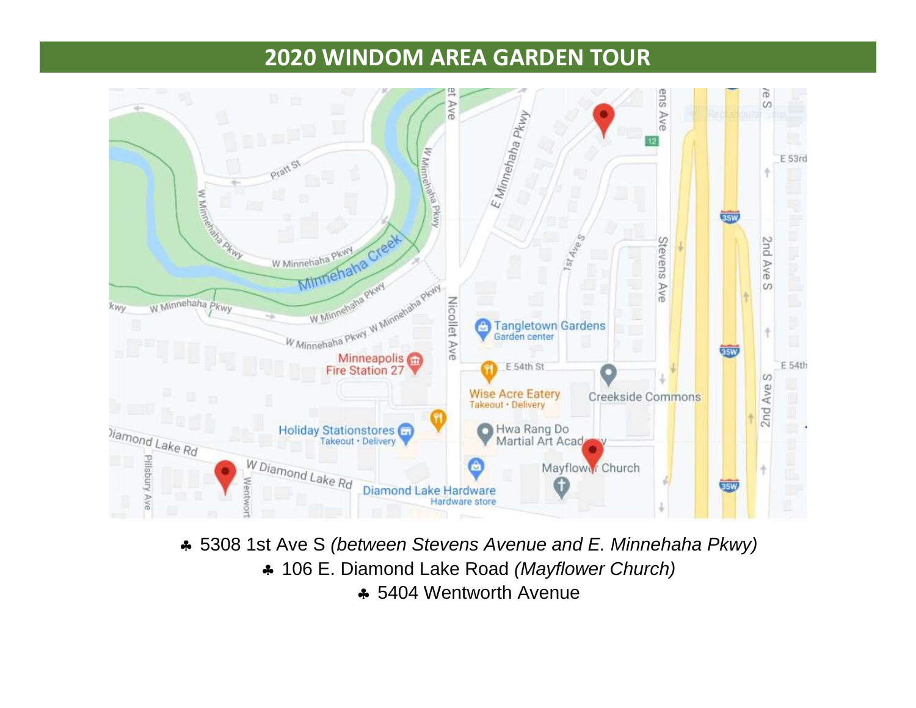# 2020 WINDOM AREA GARDEN TOUR

- ♣ 5308 1st Ave S *(between Stevens Avenue and E. Minnehaha Pkwy)*
- ♣ 106 E. Diamond Lake Road *(Mayflower Church)*
- ♣ 5404 Wentworth Avenue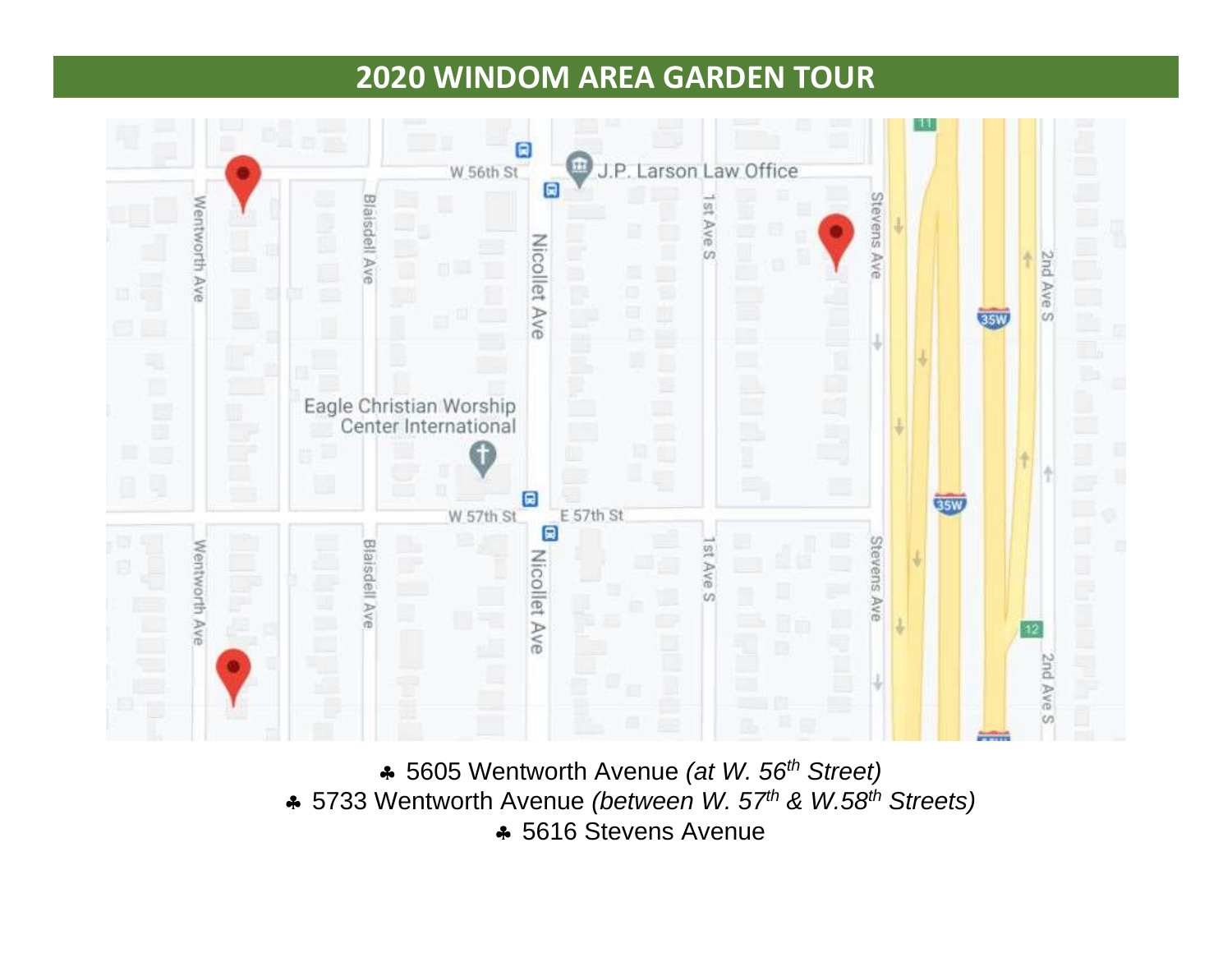# 2020 WINDOM AREA GARDEN TOUR

♣ 5605 Wentworth Avenue *(at W. 56th Street)*
♣ 5733 Wentworth Avenue *(between W. 57th & W.58th Streets)*
♣ 5616 Stevens Avenue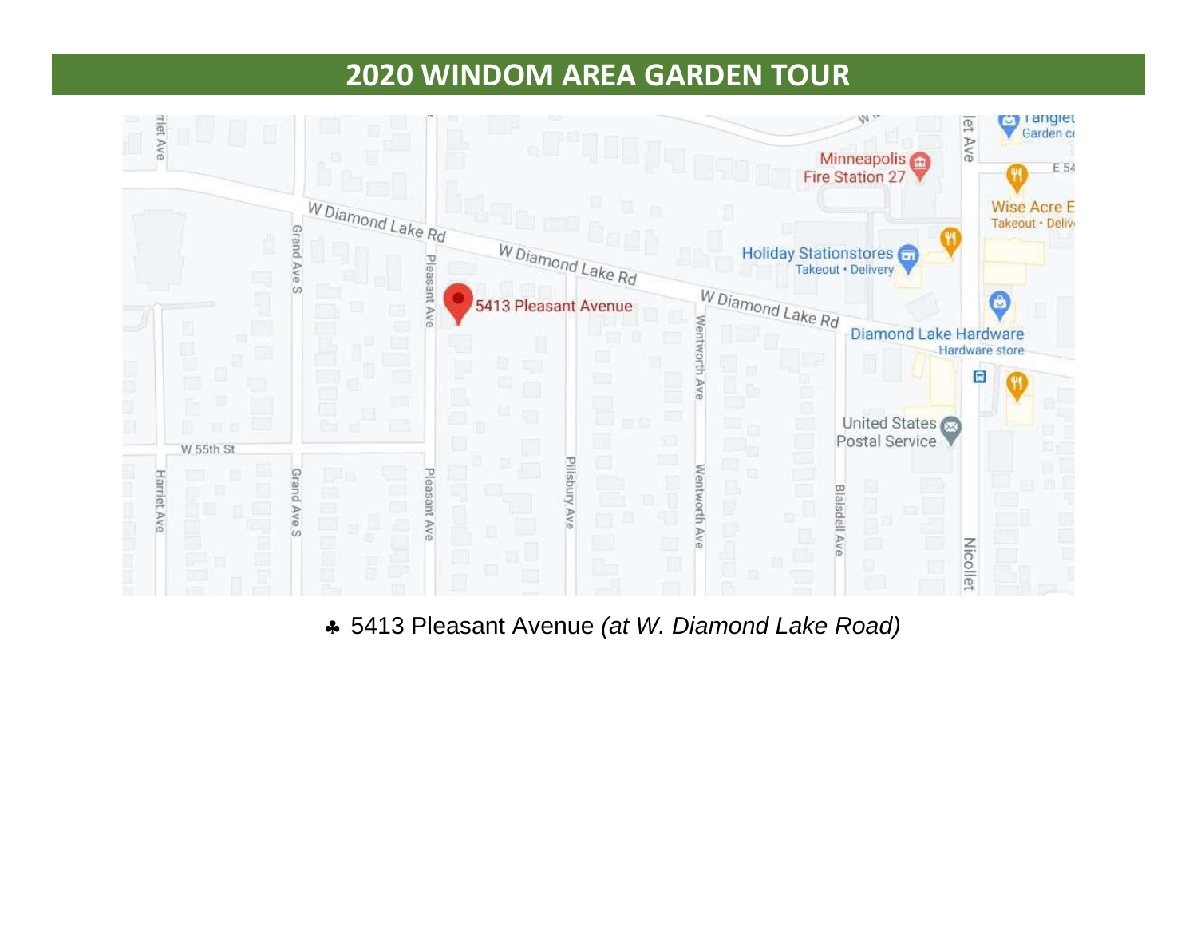# 2020 WINDOM AREA GARDEN TOUR

♣ 5413 Pleasant Avenue *(at W. Diamond Lake Road)*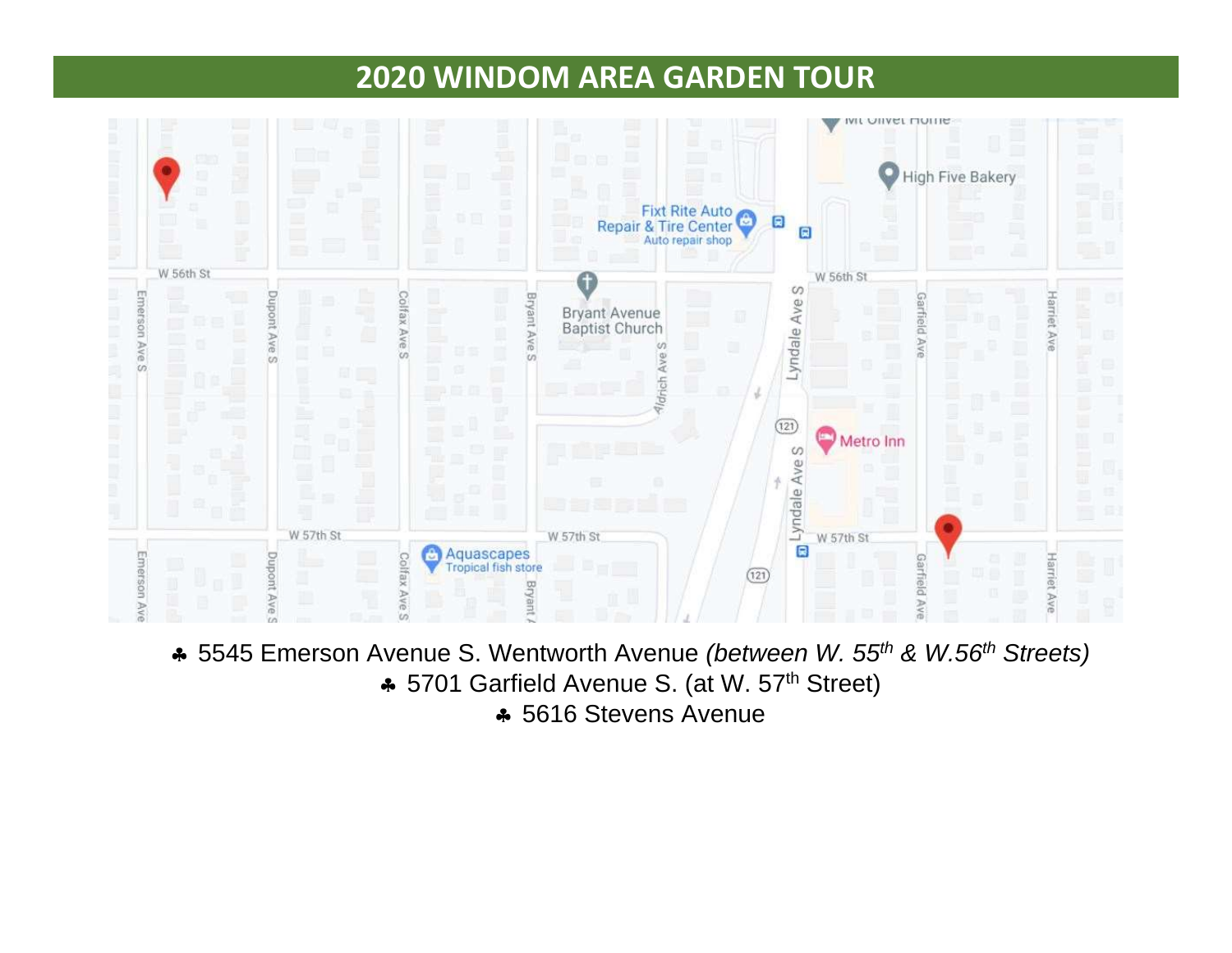# 2020 WINDOM AREA GARDEN TOUR

- ♣ 5545 Emerson Avenue S. Wentworth Avenue *(between W. 55th & W.56th Streets)*
- ♣ 5701 Garfield Avenue S. (at W. 57th Street)
- ♣ 5616 Stevens Avenue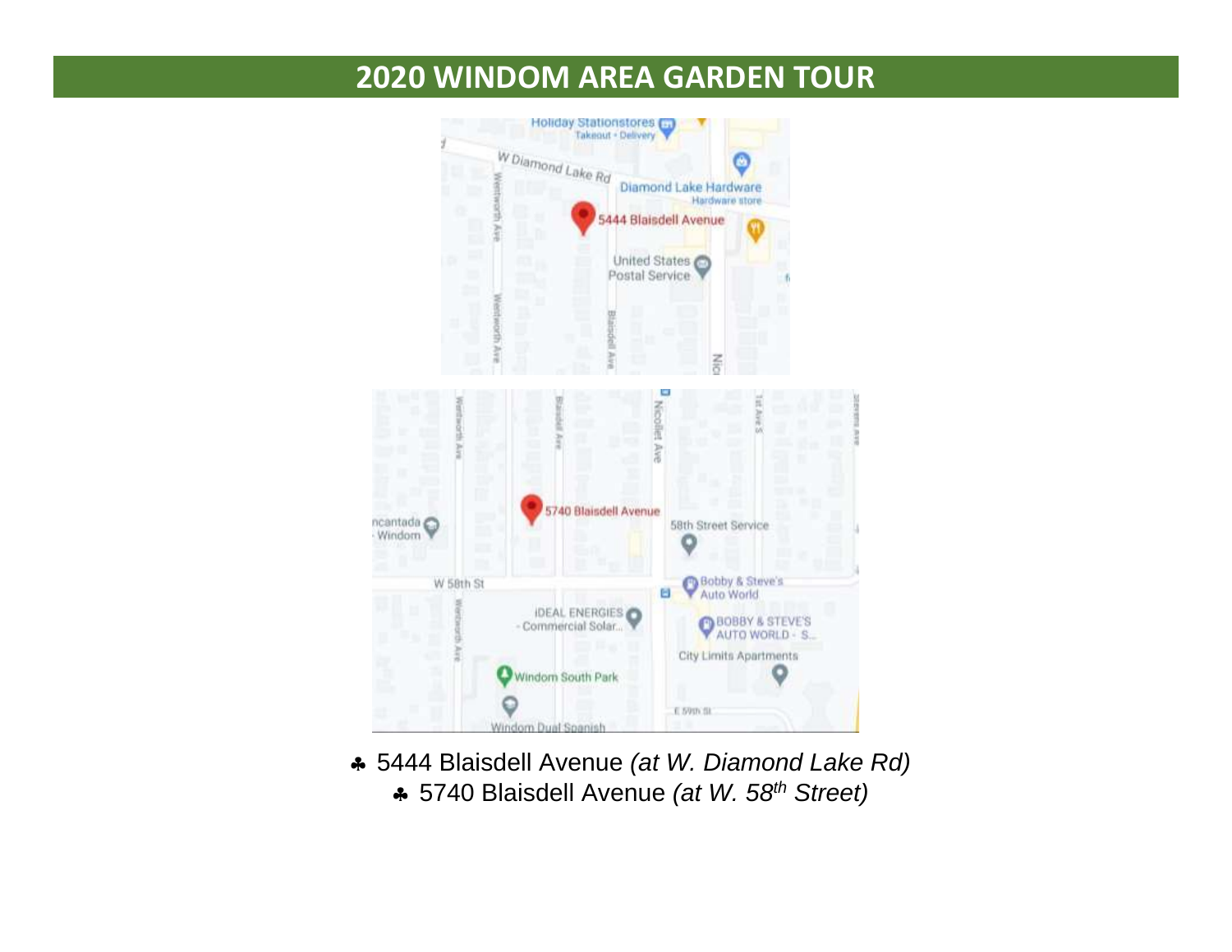# 2020 WINDOM AREA GARDEN TOUR

- ♣ 5444 Blaisdell Avenue *(at W. Diamond Lake Rd)*
- ♣ 5740 Blaisdell Avenue *(at W. 58th Street)*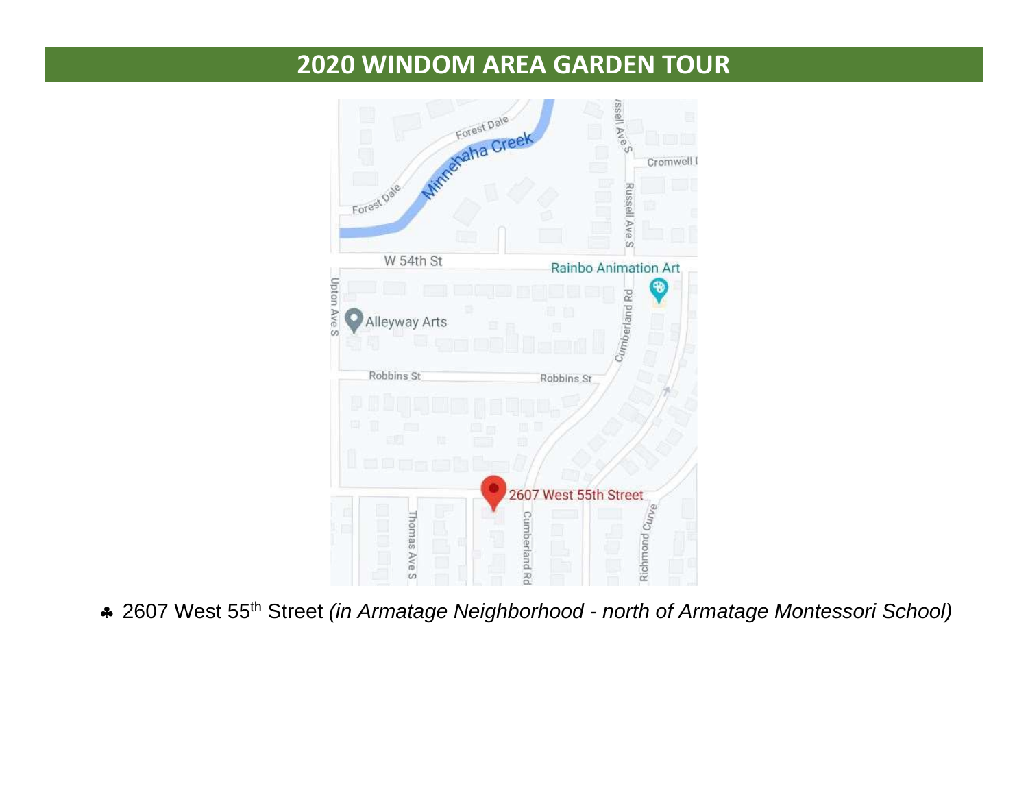## 2020 WINDOM AREA GARDEN TOUR

♣ 2607 West 55th Street *(in Armatage Neighborhood - north of Armatage Montessori School)*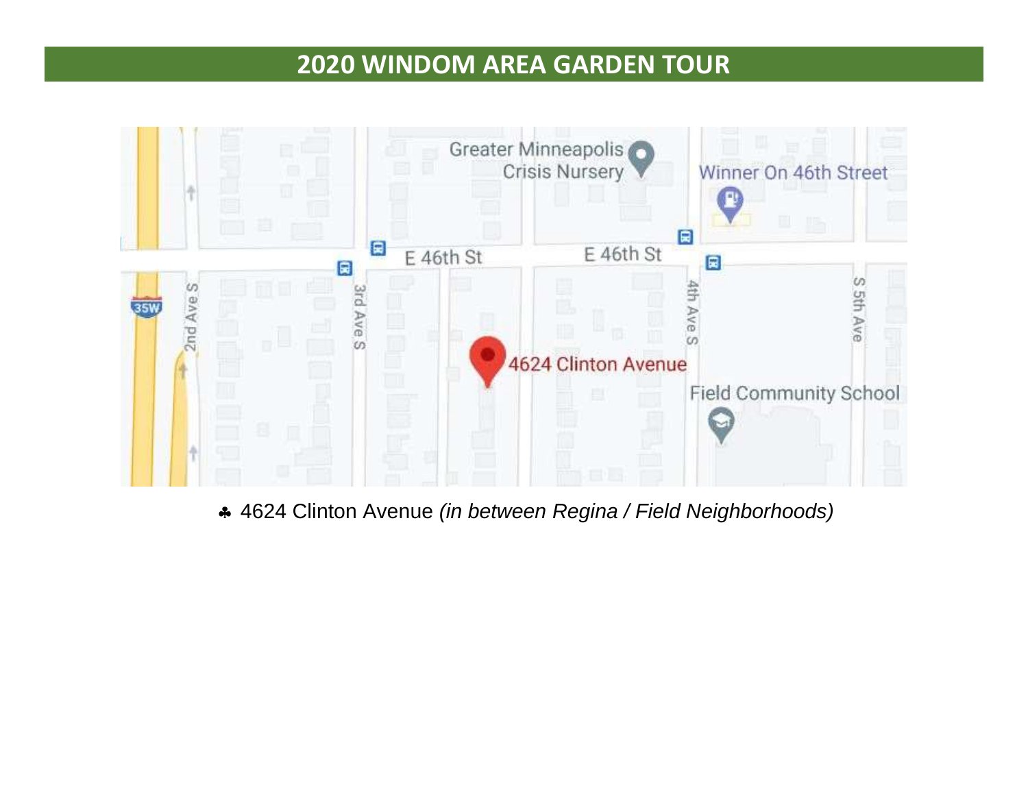# 2020 WINDOM AREA GARDEN TOUR

Greater Minneapolis Crisis Nursery

Winner On 46th Street

E 46th St

E 46th St

35W

2nd Ave S

3rd Ave S

4th Ave S

S 5th Ave

4624 Clinton Avenue

Field Community School

♣ 4624 Clinton Avenue *(in between Regina / Field Neighborhoods)*